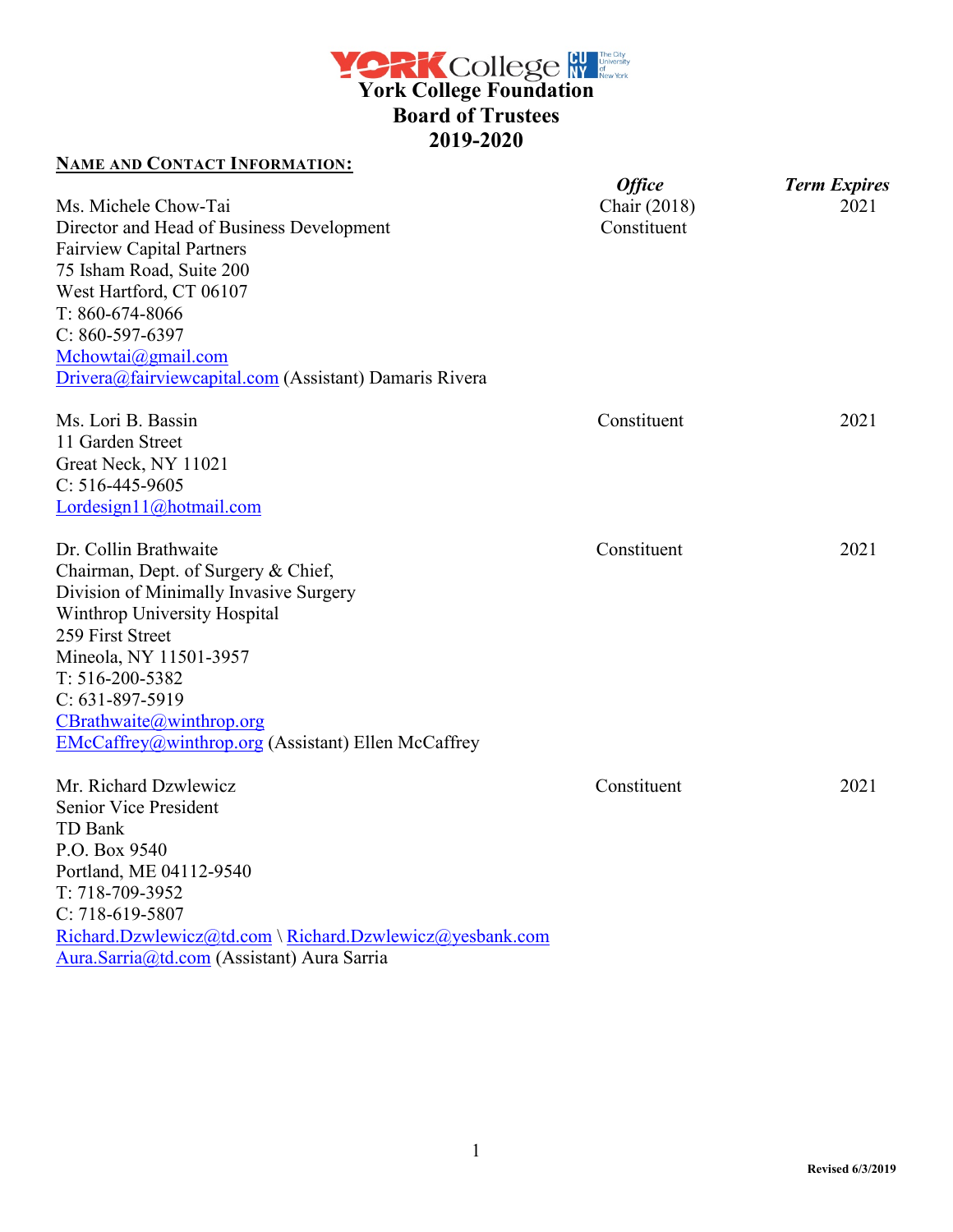# York College Foundation
## Board of Trustees
## 2019-2020

**NAME AND CONTACT INFORMATION:**

| Name and Contact Information | *Office* | *Term Expires* |
|---|---|---|
| Ms. Michele Chow-Tai<br>Director and Head of Business Development<br>Fairview Capital Partners<br>75 Isham Road, Suite 200<br>West Hartford, CT 06107<br>T: 860-674-8066<br>C: 860-597-6397<br>Mchowtai@gmail.com<br>Drivera@fairviewcapital.com (Assistant) Damaris Rivera | Chair (2018)<br>Constituent | 2021 |
| Ms. Lori B. Bassin<br>11 Garden Street<br>Great Neck, NY 11021<br>C: 516-445-9605<br>Lordesign11@hotmail.com | Constituent | 2021 |
| Dr. Collin Brathwaite<br>Chairman, Dept. of Surgery & Chief,<br>Division of Minimally Invasive Surgery<br>Winthrop University Hospital<br>259 First Street<br>Mineola, NY 11501-3957<br>T: 516-200-5382<br>C: 631-897-5919<br>CBrathwaite@winthrop.org<br>EMcCaffrey@winthrop.org (Assistant) Ellen McCaffrey | Constituent | 2021 |
| Mr. Richard Dzwlewicz<br>Senior Vice President<br>TD Bank<br>P.O. Box 9540<br>Portland, ME 04112-9540<br>T: 718-709-3952<br>C: 718-619-5807<br>Richard.Dzwlewicz@td.com \ Richard.Dzwlewicz@yesbank.com<br>Aura.Sarria@td.com (Assistant) Aura Sarria | Constituent | 2021 |

Revised 6/3/2019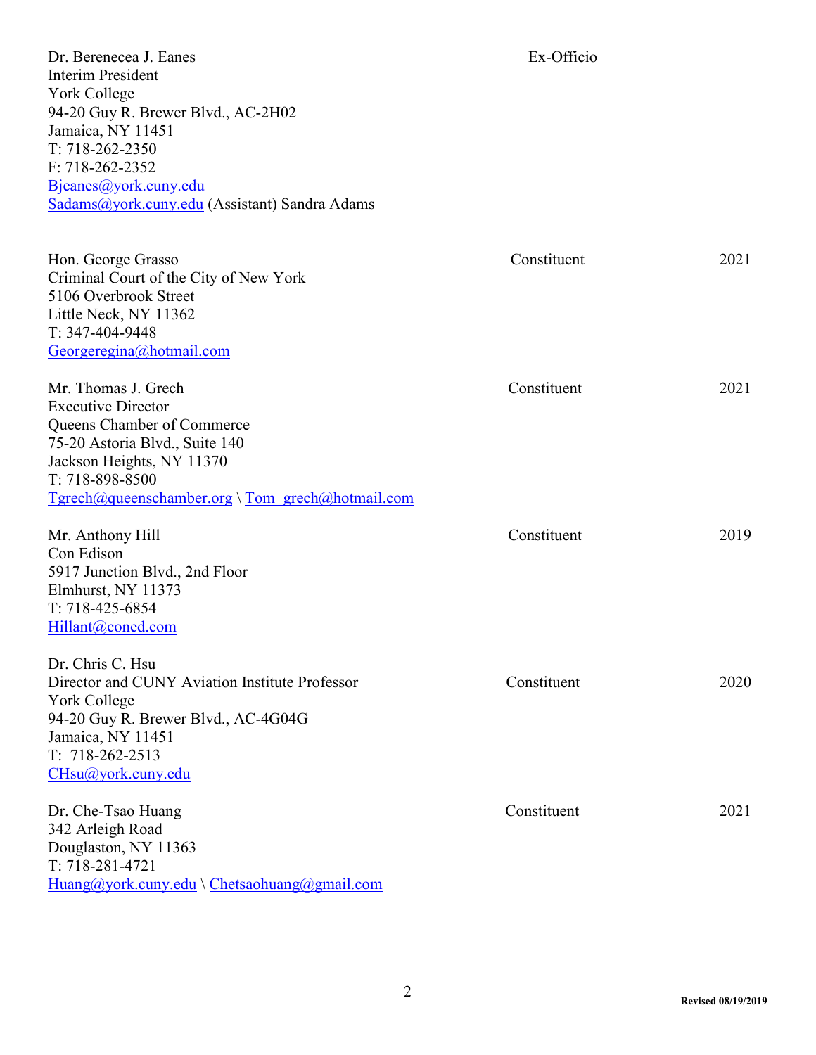| | | |
|---|---|---|
| Dr. Berenecea J. Eanes<br>Interim President<br>York College<br>94-20 Guy R. Brewer Blvd., AC-2H02<br>Jamaica, NY 11451<br>T: 718-262-2350<br>F: 718-262-2352<br>Bjeanes@york.cuny.edu<br>Sadams@york.cuny.edu (Assistant) Sandra Adams | Ex-Officio | |
| Hon. George Grasso<br>Criminal Court of the City of New York<br>5106 Overbrook Street<br>Little Neck, NY 11362<br>T: 347-404-9448<br>Georgeregina@hotmail.com | Constituent | 2021 |
| Mr. Thomas J. Grech<br>Executive Director<br>Queens Chamber of Commerce<br>75-20 Astoria Blvd., Suite 140<br>Jackson Heights, NY 11370<br>T: 718-898-8500<br>Tgrech@queenschamber.org \ Tom_grech@hotmail.com | Constituent | 2021 |
| Mr. Anthony Hill<br>Con Edison<br>5917 Junction Blvd., 2nd Floor<br>Elmhurst, NY 11373<br>T: 718-425-6854<br>Hillant@coned.com | Constituent | 2019 |
| Dr. Chris C. Hsu<br>Director and CUNY Aviation Institute Professor<br>York College<br>94-20 Guy R. Brewer Blvd., AC-4G04G<br>Jamaica, NY 11451<br>T: 718-262-2513<br>CHsu@york.cuny.edu | Constituent | 2020 |
| Dr. Che-Tsao Huang<br>342 Arleigh Road<br>Douglaston, NY 11363<br>T: 718-281-4721<br>Huang@york.cuny.edu \ Chetsaohuang@gmail.com | Constituent | 2021 |

Revised 08/19/2019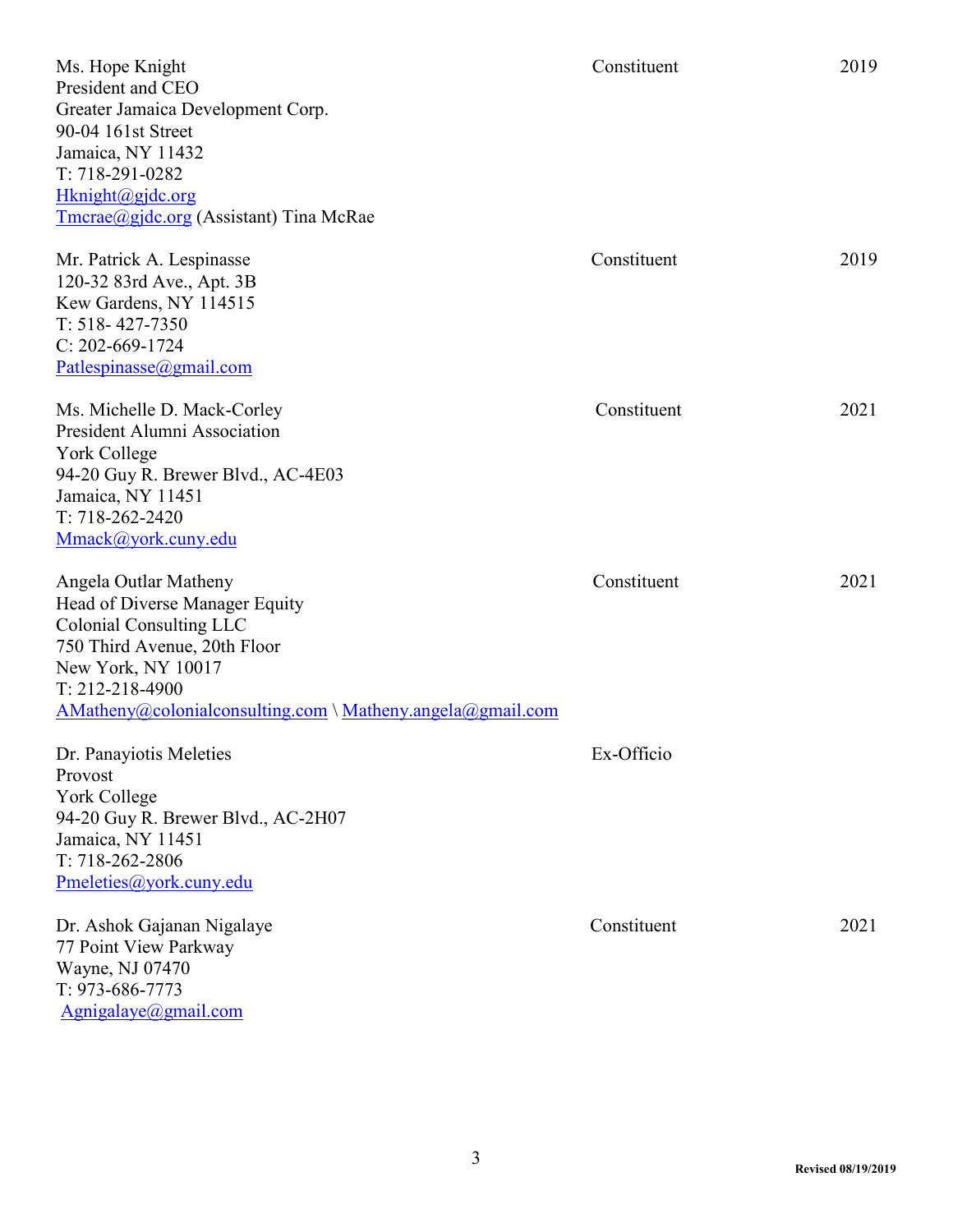| | | |
|---|---|---|
| Ms. Hope Knight<br>President and CEO<br>Greater Jamaica Development Corp.<br>90-04 161st Street<br>Jamaica, NY 11432<br>T: 718-291-0282<br>Hknight@gjdc.org<br>Tmcrae@gjdc.org (Assistant) Tina McRae | Constituent | 2019 |
| Mr. Patrick A. Lespinasse<br>120-32 83rd Ave., Apt. 3B<br>Kew Gardens, NY 114515<br>T: 518- 427-7350<br>C: 202-669-1724<br>Patlespinasse@gmail.com | Constituent | 2019 |
| Ms. Michelle D. Mack-Corley<br>President Alumni Association<br>York College<br>94-20 Guy R. Brewer Blvd., AC-4E03<br>Jamaica, NY 11451<br>T: 718-262-2420<br>Mmack@york.cuny.edu | Constituent | 2021 |
| Angela Outlar Matheny<br>Head of Diverse Manager Equity<br>Colonial Consulting LLC<br>750 Third Avenue, 20th Floor<br>New York, NY 10017<br>T: 212-218-4900<br>AMatheny@colonialconsulting.com \ Matheny.angela@gmail.com | Constituent | 2021 |
| Dr. Panayiotis Meleties<br>Provost<br>York College<br>94-20 Guy R. Brewer Blvd., AC-2H07<br>Jamaica, NY 11451<br>T: 718-262-2806<br>Pmeleties@york.cuny.edu | Ex-Officio | |
| Dr. Ashok Gajanan Nigalaye<br>77 Point View Parkway<br>Wayne, NJ 07470<br>T: 973-686-7773<br>Agnigalaye@gmail.com | Constituent | 2021 |

Revised 08/19/2019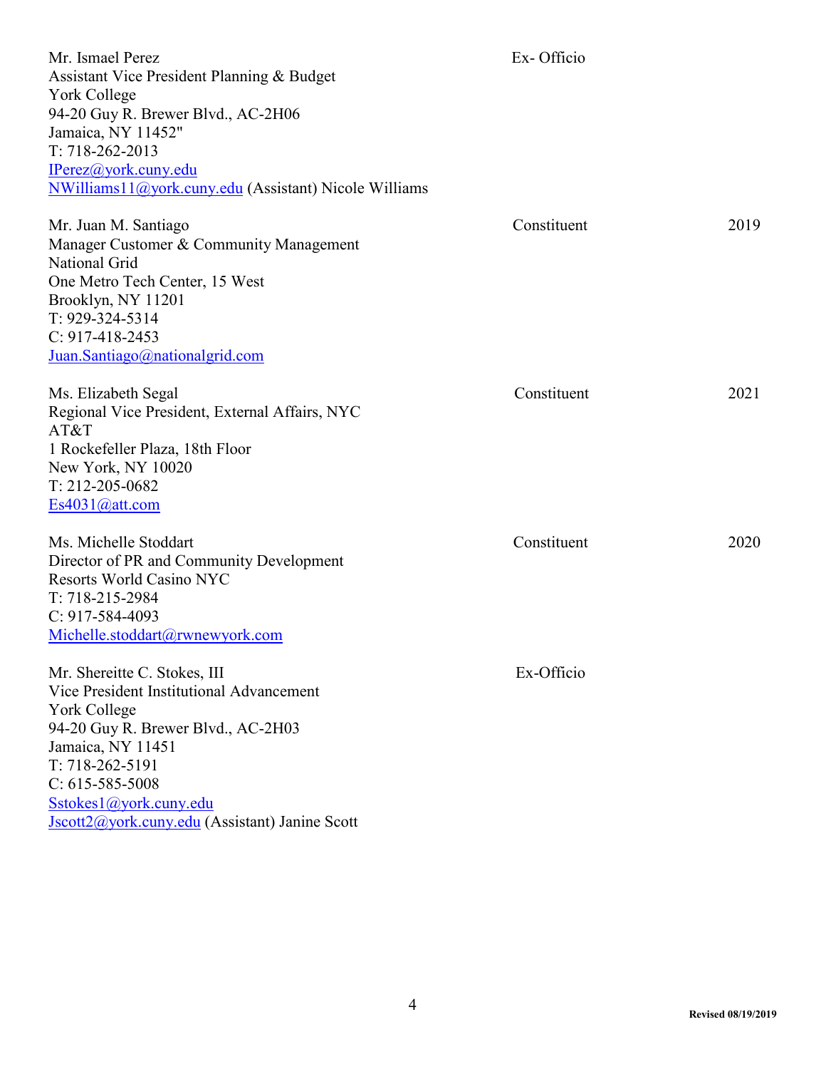| | | |
|---|---|---|
| Mr. Ismael Perez<br>Assistant Vice President Planning & Budget<br>York College<br>94-20 Guy R. Brewer Blvd., AC-2H06<br>Jamaica, NY 11452"<br>T: 718-262-2013<br>IPerez@york.cuny.edu<br>NWilliams11@york.cuny.edu (Assistant) Nicole Williams | Ex- Officio | |
| Mr. Juan M. Santiago<br>Manager Customer & Community Management<br>National Grid<br>One Metro Tech Center, 15 West<br>Brooklyn, NY 11201<br>T: 929-324-5314<br>C: 917-418-2453<br>Juan.Santiago@nationalgrid.com | Constituent | 2019 |
| Ms. Elizabeth Segal<br>Regional Vice President, External Affairs, NYC<br>AT&T<br>1 Rockefeller Plaza, 18th Floor<br>New York, NY 10020<br>T: 212-205-0682<br>Es4031@att.com | Constituent | 2021 |
| Ms. Michelle Stoddart<br>Director of PR and Community Development<br>Resorts World Casino NYC<br>T: 718-215-2984<br>C: 917-584-4093<br>Michelle.stoddart@rwnewyork.com | Constituent | 2020 |
| Mr. Shereitte C. Stokes, III<br>Vice President Institutional Advancement<br>York College<br>94-20 Guy R. Brewer Blvd., AC-2H03<br>Jamaica, NY 11451<br>T: 718-262-5191<br>C: 615-585-5008<br>Sstokes1@york.cuny.edu<br>Jscott2@york.cuny.edu (Assistant) Janine Scott | Ex-Officio | |

Revised 08/19/2019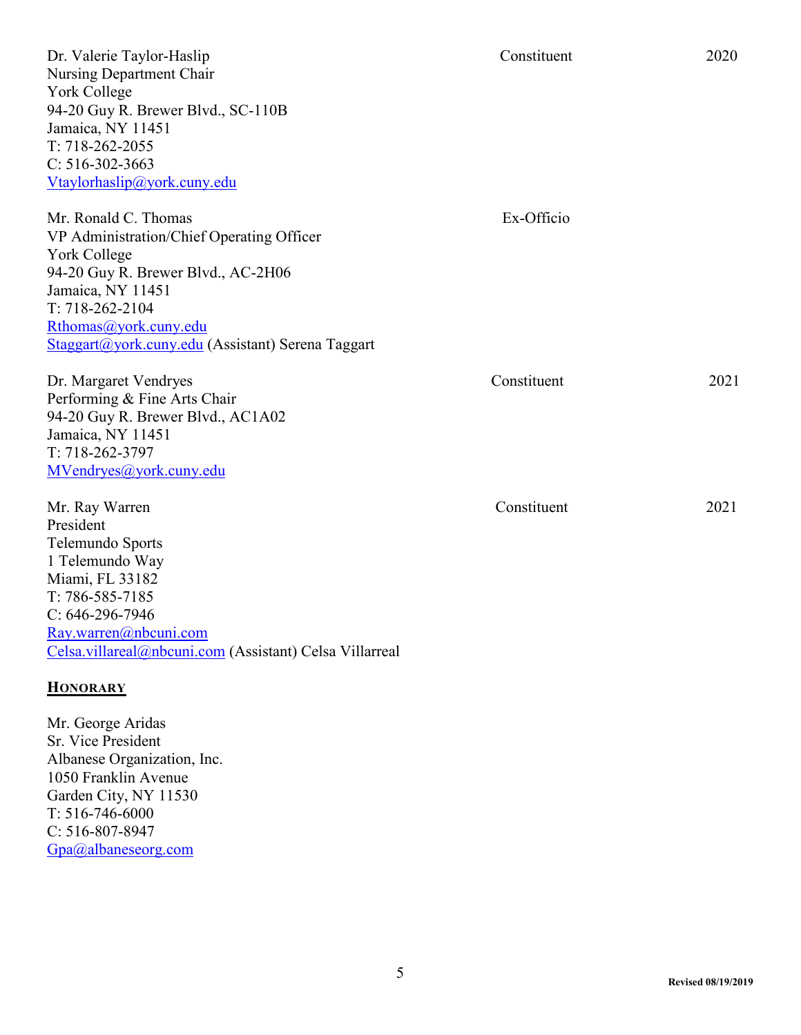Dr. Valerie Taylor-Haslip — Constituent — 2020
Nursing Department Chair
York College
94-20 Guy R. Brewer Blvd., SC-110B
Jamaica, NY 11451
T: 718-262-2055
C: 516-302-3663
Vtaylorhaslip@york.cuny.edu

Mr. Ronald C. Thomas — Ex-Officio
VP Administration/Chief Operating Officer
York College
94-20 Guy R. Brewer Blvd., AC-2H06
Jamaica, NY 11451
T: 718-262-2104
Rthomas@york.cuny.edu
Staggart@york.cuny.edu (Assistant) Serena Taggart

Dr. Margaret Vendryes — Constituent — 2021
Performing & Fine Arts Chair
94-20 Guy R. Brewer Blvd., AC1A02
Jamaica, NY 11451
T: 718-262-3797
MVendryes@york.cuny.edu

Mr. Ray Warren — Constituent — 2021
President
Telemundo Sports
1 Telemundo Way
Miami, FL 33182
T: 786-585-7185
C: 646-296-7946
Ray.warren@nbcuni.com
Celsa.villareal@nbcuni.com (Assistant) Celsa Villarreal

## HONORARY

Mr. George Aridas
Sr. Vice President
Albanese Organization, Inc.
1050 Franklin Avenue
Garden City, NY 11530
T: 516-746-6000
C: 516-807-8947
Gpa@albaneseorg.com

Revised 08/19/2019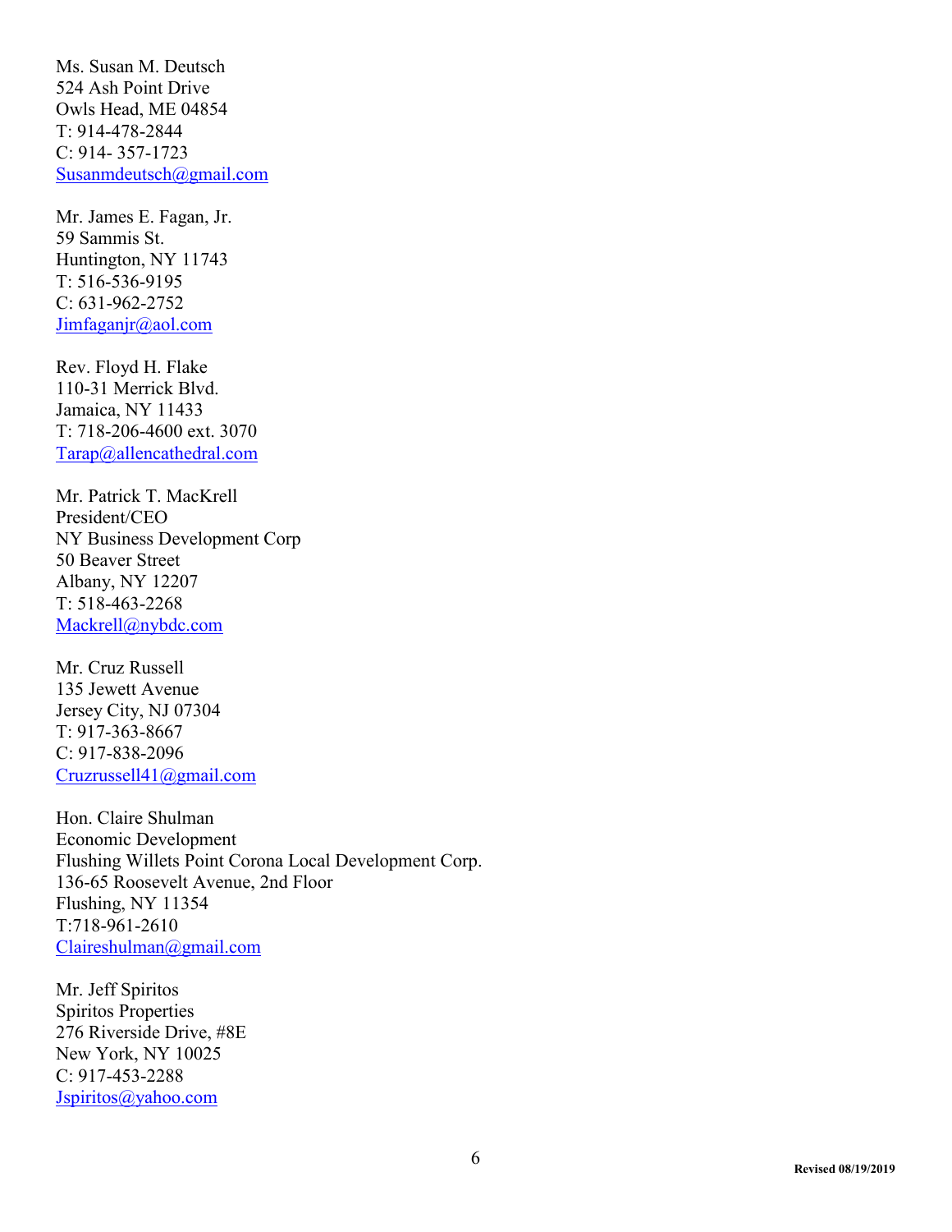Ms. Susan M. Deutsch  
524 Ash Point Drive  
Owls Head, ME 04854  
T: 914-478-2844  
C: 914- 357-1723  
Susanmdeutsch@gmail.com

Mr. James E. Fagan, Jr.  
59 Sammis St.  
Huntington, NY 11743  
T: 516-536-9195  
C: 631-962-2752  
Jimfaganjr@aol.com

Rev. Floyd H. Flake  
110-31 Merrick Blvd.  
Jamaica, NY 11433  
T: 718-206-4600 ext. 3070  
Tarap@allencathedral.com

Mr. Patrick T. MacKrell  
President/CEO  
NY Business Development Corp  
50 Beaver Street  
Albany, NY 12207  
T: 518-463-2268  
Mackrell@nybdc.com

Mr. Cruz Russell  
135 Jewett Avenue  
Jersey City, NJ 07304  
T: 917-363-8667  
C: 917-838-2096  
Cruzrussell41@gmail.com

Hon. Claire Shulman  
Economic Development  
Flushing Willets Point Corona Local Development Corp.  
136-65 Roosevelt Avenue, 2nd Floor  
Flushing, NY 11354  
T:718-961-2610  
Claireshulman@gmail.com

Mr. Jeff Spiritos  
Spiritos Properties  
276 Riverside Drive, #8E  
New York, NY 10025  
C: 917-453-2288  
Jspiritos@yahoo.com

Revised 08/19/2019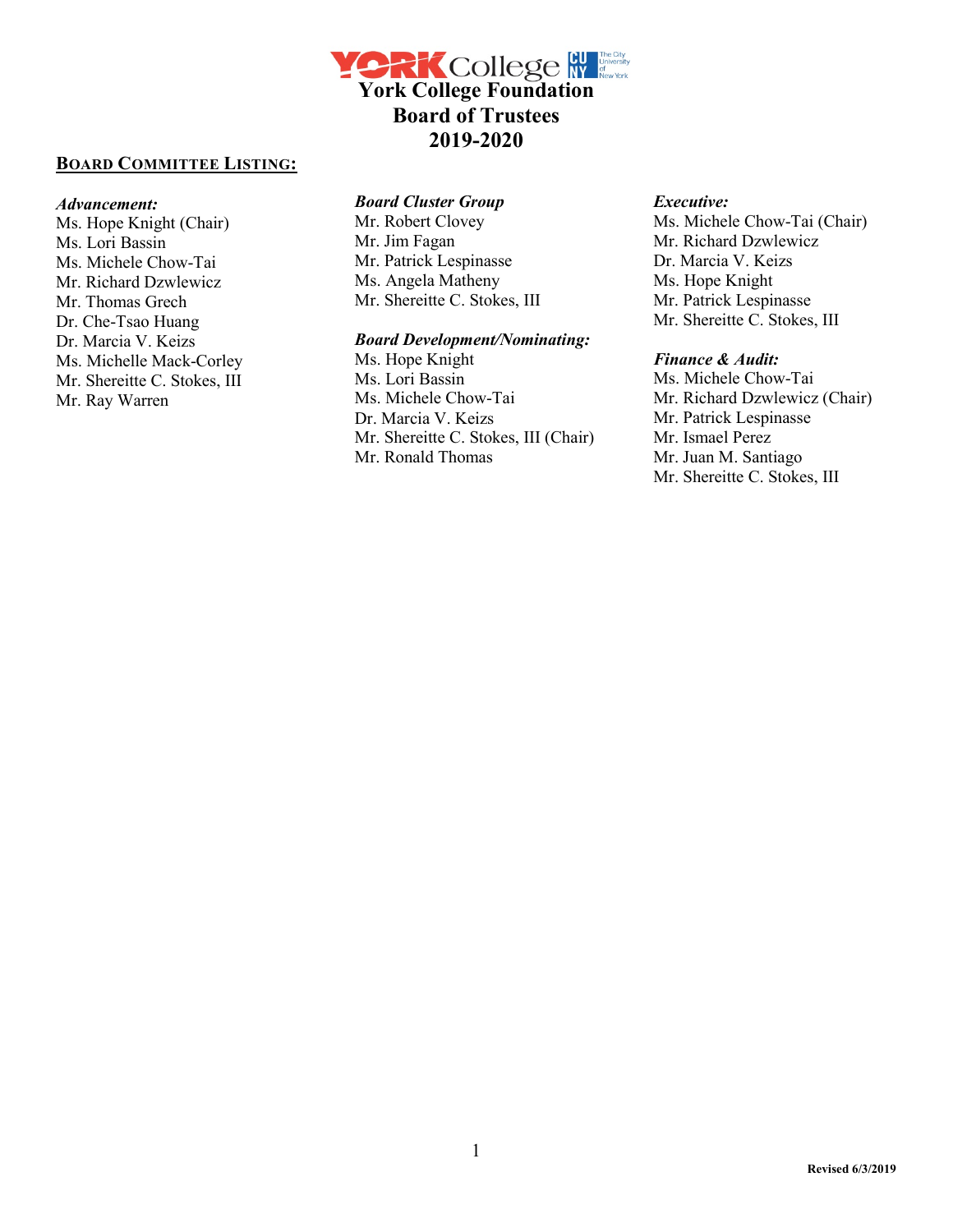# York College Foundation
# Board of Trustees
# 2019-2020

**BOARD COMMITTEE LISTING:**

***Advancement:***

Ms. Hope Knight (Chair)
Ms. Lori Bassin
Ms. Michele Chow-Tai
Mr. Richard Dzwlewicz
Mr. Thomas Grech
Dr. Che-Tsao Huang
Dr. Marcia V. Keizs
Ms. Michelle Mack-Corley
Mr. Shereitte C. Stokes, III
Mr. Ray Warren

***Board Cluster Group***

Mr. Robert Clovey
Mr. Jim Fagan
Mr. Patrick Lespinasse
Ms. Angela Matheny
Mr. Shereitte C. Stokes, III

***Board Development/Nominating:***

Ms. Hope Knight
Ms. Lori Bassin
Ms. Michele Chow-Tai
Dr. Marcia V. Keizs
Mr. Shereitte C. Stokes, III (Chair)
Mr. Ronald Thomas

***Executive:***

Ms. Michele Chow-Tai (Chair)
Mr. Richard Dzwlewicz
Dr. Marcia V. Keizs
Ms. Hope Knight
Mr. Patrick Lespinasse
Mr. Shereitte C. Stokes, III

***Finance & Audit:***

Ms. Michele Chow-Tai
Mr. Richard Dzwlewicz (Chair)
Mr. Patrick Lespinasse
Mr. Ismael Perez
Mr. Juan M. Santiago
Mr. Shereitte C. Stokes, III

**Revised 6/3/2019**